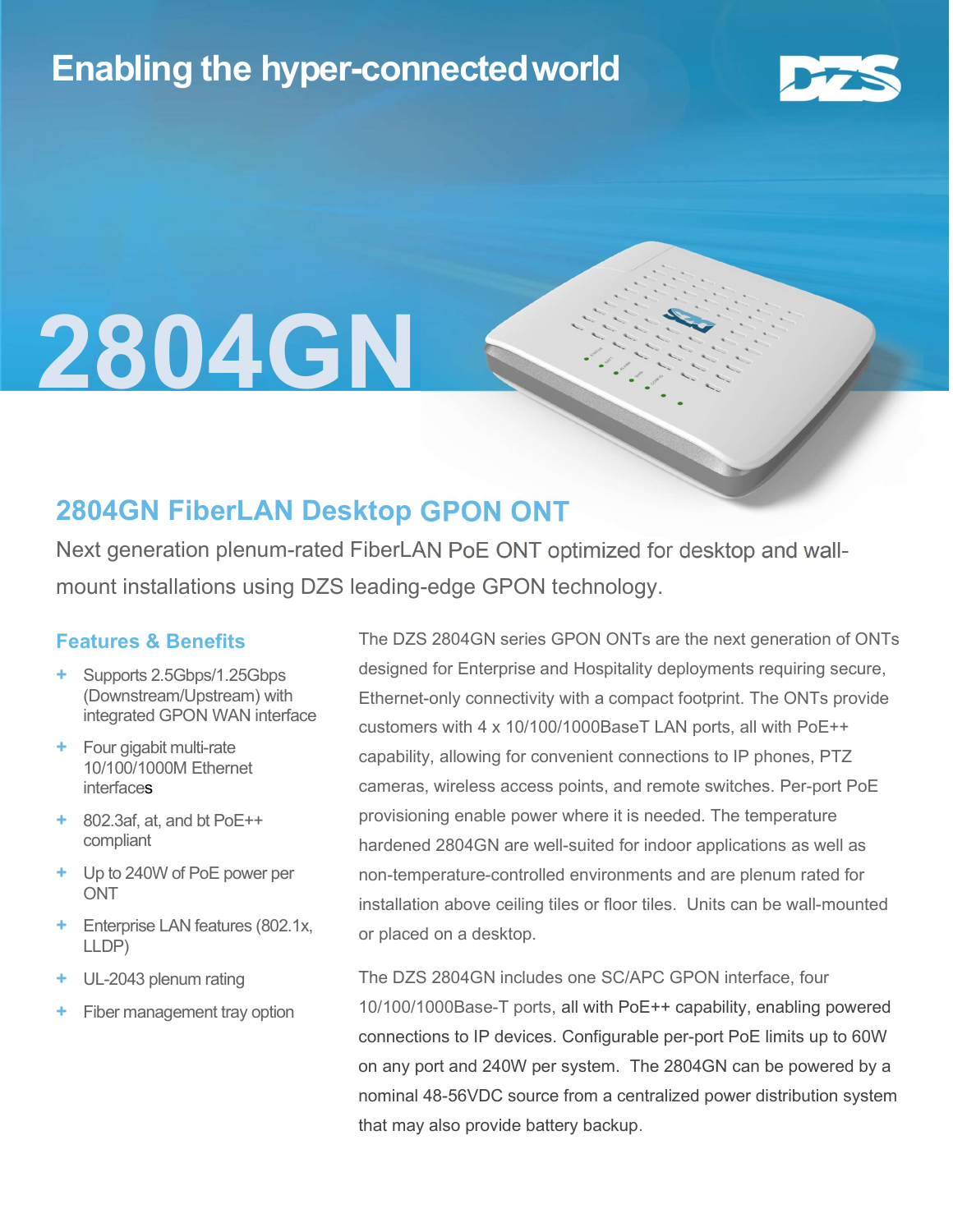Enabling the hyper-connected world

# 2804GN

## 2804GN FiberLAN Desktop GPON ONT

Next generation plenum-rated FiberLAN PoE ONT optimized for desktop and wall-mount installations using DZS leading-edge GPON technology.

### Features & Benefits

- Supports 2.5Gbps/1.25Gbps (Downstream/Upstream) with integrated GPON WAN interface
- Four gigabit multi-rate 10/100/1000M Ethernet interfaces
- 802.3af, at, and bt PoE++ compliant
- Up to 240W of PoE power per ONT
- Enterprise LAN features (802.1x, LLDP)
- UL-2043 plenum rating
- Fiber management tray option

The DZS 2804GN series GPON ONTs are the next generation of ONTs designed for Enterprise and Hospitality deployments requiring secure, Ethernet-only connectivity with a compact footprint. The ONTs provide customers with 4 x 10/100/1000BaseT LAN ports, all with PoE++ capability, allowing for convenient connections to IP phones, PTZ cameras, wireless access points, and remote switches. Per-port PoE provisioning enable power where it is needed. The temperature hardened 2804GN are well-suited for indoor applications as well as non-temperature-controlled environments and are plenum rated for installation above ceiling tiles or floor tiles. Units can be wall-mounted or placed on a desktop.

The DZS 2804GN includes one SC/APC GPON interface, four 10/100/1000Base-T ports, all with PoE++ capability, enabling powered connections to IP devices. Configurable per-port PoE limits up to 60W on any port and 240W per system. The 2804GN can be powered by a nominal 48-56VDC source from a centralized power distribution system that may also provide battery backup.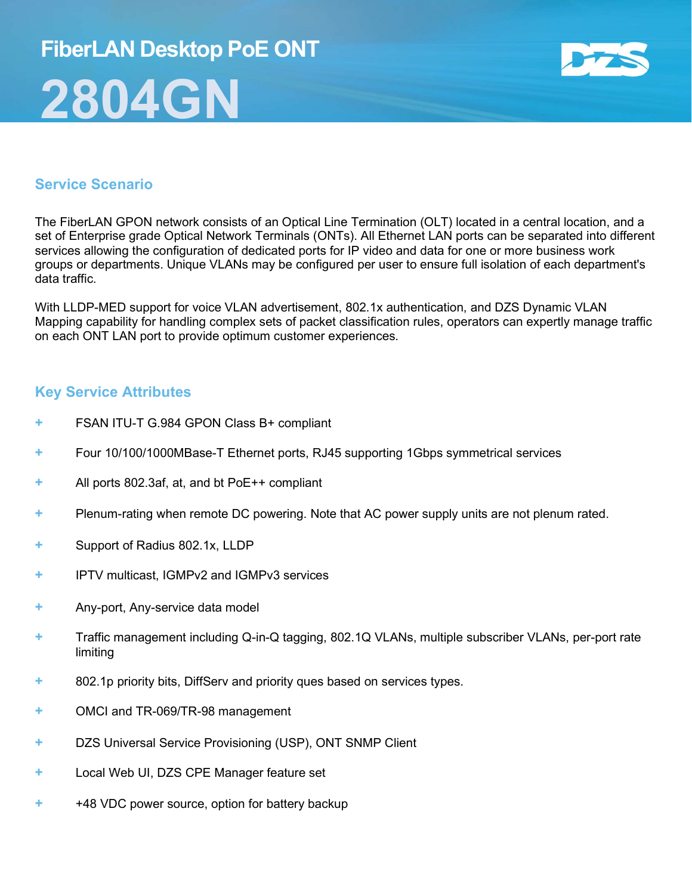# FiberLAN Desktop PoE ONT

# 2804GN

## Service Scenario

The FiberLAN GPON network consists of an Optical Line Termination (OLT) located in a central location, and a set of Enterprise grade Optical Network Terminals (ONTs). All Ethernet LAN ports can be separated into different services allowing the configuration of dedicated ports for IP video and data for one or more business work groups or departments. Unique VLANs may be configured per user to ensure full isolation of each department's data traffic.

With LLDP-MED support for voice VLAN advertisement, 802.1x authentication, and DZS Dynamic VLAN Mapping capability for handling complex sets of packet classification rules, operators can expertly manage traffic on each ONT LAN port to provide optimum customer experiences.

## Key Service Attributes

- FSAN ITU-T G.984 GPON Class B+ compliant
- Four 10/100/1000MBase-T Ethernet ports, RJ45 supporting 1Gbps symmetrical services
- All ports 802.3af, at, and bt PoE++ compliant
- Plenum-rating when remote DC powering. Note that AC power supply units are not plenum rated.
- Support of Radius 802.1x, LLDP
- IPTV multicast, IGMPv2 and IGMPv3 services
- Any-port, Any-service data model
- Traffic management including Q-in-Q tagging, 802.1Q VLANs, multiple subscriber VLANs, per-port rate limiting
- 802.1p priority bits, DiffServ and priority ques based on services types.
- OMCI and TR-069/TR-98 management
- DZS Universal Service Provisioning (USP), ONT SNMP Client
- Local Web UI, DZS CPE Manager feature set
- +48 VDC power source, option for battery backup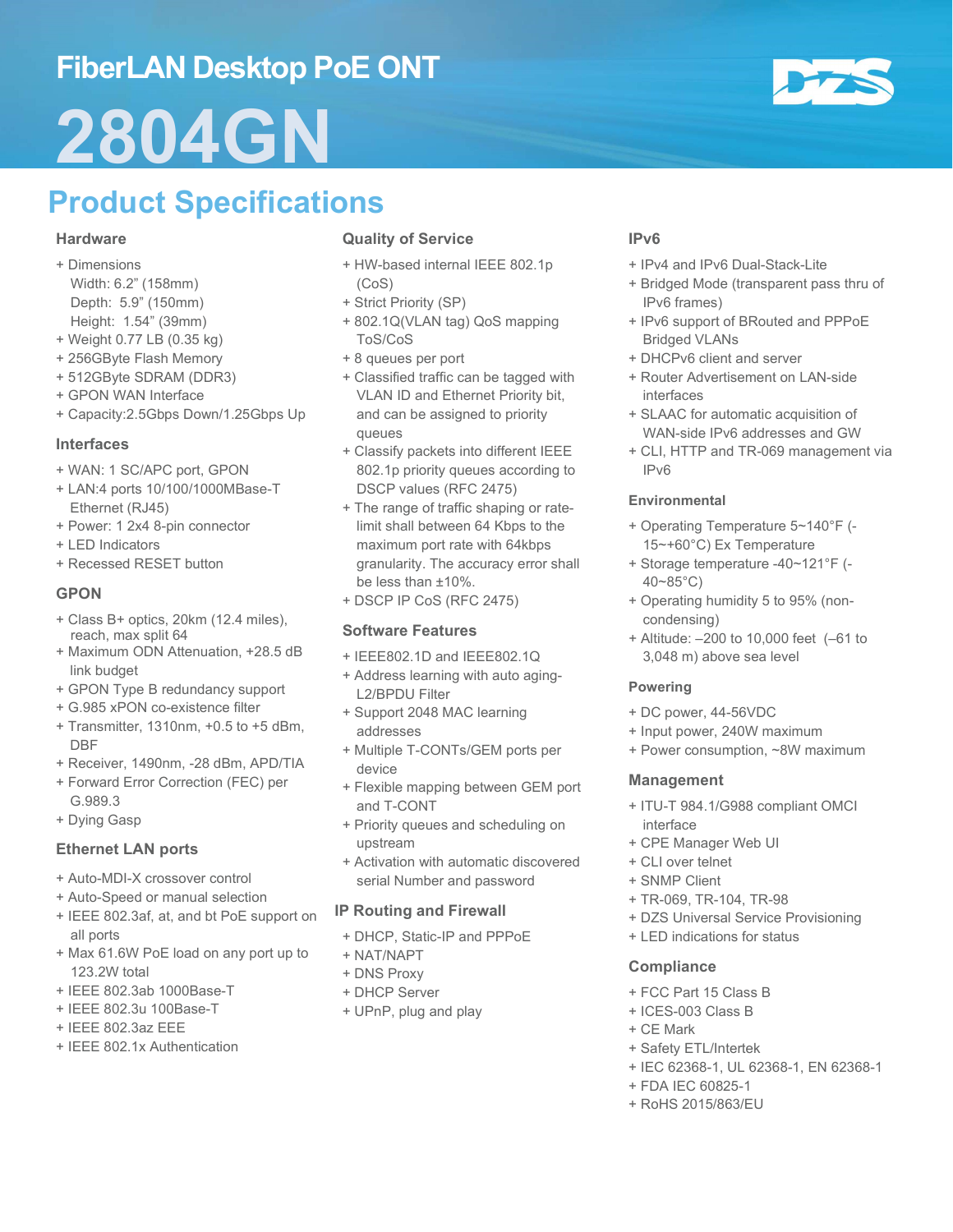# FiberLAN Desktop PoE ONT

# 2804GN

## Product Specifications

### Hardware

- Dimensions
  Width: 6.2" (158mm)
  Depth: 5.9" (150mm)
  Height: 1.54" (39mm)
- Weight 0.77 LB (0.35 kg)
- 256GByte Flash Memory
- 512GByte SDRAM (DDR3)
- GPON WAN Interface
- Capacity:2.5Gbps Down/1.25Gbps Up

### Interfaces

- WAN: 1 SC/APC port, GPON
- LAN:4 ports 10/100/1000MBase-T Ethernet (RJ45)
- Power: 1 2x4 8-pin connector
- LED Indicators
- Recessed RESET button

### GPON

- Class B+ optics, 20km (12.4 miles), reach, max split 64
- Maximum ODN Attenuation, +28.5 dB link budget
- GPON Type B redundancy support
- G.985 xPON co-existence filter
- Transmitter, 1310nm, +0.5 to +5 dBm, DBF
- Receiver, 1490nm, -28 dBm, APD/TIA
- Forward Error Correction (FEC) per G.989.3
- Dying Gasp

### Ethernet LAN ports

- Auto-MDI-X crossover control
- Auto-Speed or manual selection
- IEEE 802.3af, at, and bt PoE support on all ports
- Max 61.6W PoE load on any port up to 123.2W total
- IEEE 802.3ab 1000Base-T
- IEEE 802.3u 100Base-T
- IEEE 802.3az EEE
- IEEE 802.1x Authentication

### Quality of Service

- HW-based internal IEEE 802.1p (CoS)
- Strict Priority (SP)
- 802.1Q(VLAN tag) QoS mapping ToS/CoS
- 8 queues per port
- Classified traffic can be tagged with VLAN ID and Ethernet Priority bit, and can be assigned to priority queues
- Classify packets into different IEEE 802.1p priority queues according to DSCP values (RFC 2475)
- The range of traffic shaping or rate-limit shall between 64 Kbps to the maximum port rate with 64kbps granularity. The accuracy error shall be less than ±10%.
- DSCP IP CoS (RFC 2475)

### Software Features

- IEEE802.1D and IEEE802.1Q
- Address learning with auto aging-L2/BPDU Filter
- Support 2048 MAC learning addresses
- Multiple T-CONTs/GEM ports per device
- Flexible mapping between GEM port and T-CONT
- Priority queues and scheduling on upstream
- Activation with automatic discovered serial Number and password

### IP Routing and Firewall

- DHCP, Static-IP and PPPoE
- NAT/NAPT
- DNS Proxy
- DHCP Server
- UPnP, plug and play

### IPv6

- IPv4 and IPv6 Dual-Stack-Lite
- Bridged Mode (transparent pass thru of IPv6 frames)
- IPv6 support of BRouted and PPPoE Bridged VLANs
- DHCPv6 client and server
- Router Advertisement on LAN-side interfaces
- SLAAC for automatic acquisition of WAN-side IPv6 addresses and GW
- CLI, HTTP and TR-069 management via IPv6

### Environmental

- Operating Temperature 5~140°F (-15~+60°C) Ex Temperature
- Storage temperature -40~121°F (-40~85°C)
- Operating humidity 5 to 95% (non-condensing)
- Altitude: –200 to 10,000 feet (–61 to 3,048 m) above sea level

### Powering

- DC power, 44-56VDC
- Input power, 240W maximum
- Power consumption, ~8W maximum

### Management

- ITU-T 984.1/G988 compliant OMCI interface
- CPE Manager Web UI
- CLI over telnet
- SNMP Client
- TR-069, TR-104, TR-98
- DZS Universal Service Provisioning
- LED indications for status

### Compliance

- FCC Part 15 Class B
- ICES-003 Class B
- CE Mark
- Safety ETL/Intertek
- IEC 62368-1, UL 62368-1, EN 62368-1
- FDA IEC 60825-1
- RoHS 2015/863/EU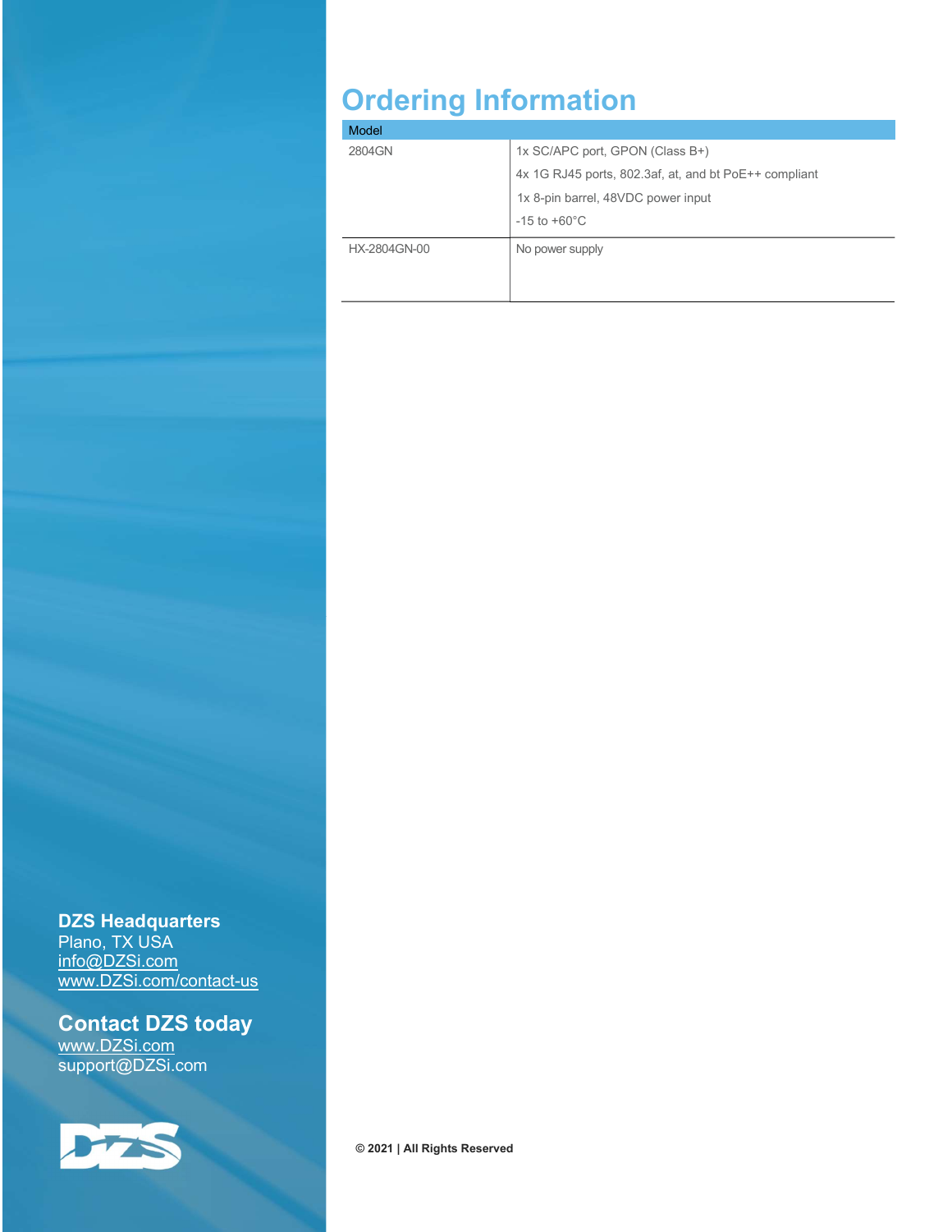## Ordering Information

| Model | |
|---|---|
| 2804GN | 1x SC/APC port, GPON (Class B+)<br>4x 1G RJ45 ports, 802.3af, at, and bt PoE++ compliant<br>1x 8-pin barrel, 48VDC power input<br>-15 to +60°C |
| HX-2804GN-00 | No power supply |

**DZS Headquarters**
Plano, TX USA
info@DZSi.com
www.DZSi.com/contact-us

**Contact DZS today**
www.DZSi.com
support@DZSi.com

**© 2021 | All Rights Reserved**